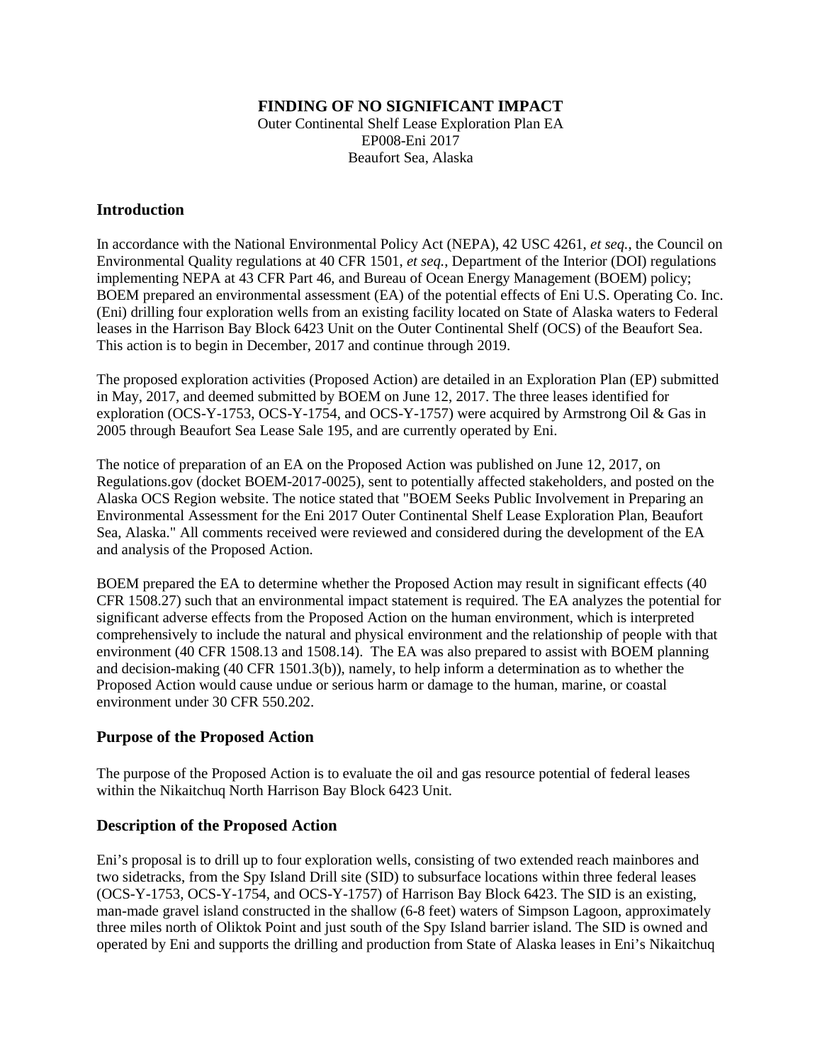# FINDING OF NO SIGNIFICANT IMPACT

Outer Continental Shelf Lease Exploration Plan EA
EP008-Eni 2017
Beaufort Sea, Alaska

## Introduction

In accordance with the National Environmental Policy Act (NEPA), 42 USC 4261, *et seq.*, the Council on Environmental Quality regulations at 40 CFR 1501, *et seq.*, Department of the Interior (DOI) regulations implementing NEPA at 43 CFR Part 46, and Bureau of Ocean Energy Management (BOEM) policy; BOEM prepared an environmental assessment (EA) of the potential effects of Eni U.S. Operating Co. Inc. (Eni) drilling four exploration wells from an existing facility located on State of Alaska waters to Federal leases in the Harrison Bay Block 6423 Unit on the Outer Continental Shelf (OCS) of the Beaufort Sea. This action is to begin in December, 2017 and continue through 2019.

The proposed exploration activities (Proposed Action) are detailed in an Exploration Plan (EP) submitted in May, 2017, and deemed submitted by BOEM on June 12, 2017. The three leases identified for exploration (OCS-Y-1753, OCS-Y-1754, and OCS-Y-1757) were acquired by Armstrong Oil & Gas in 2005 through Beaufort Sea Lease Sale 195, and are currently operated by Eni.

The notice of preparation of an EA on the Proposed Action was published on June 12, 2017, on Regulations.gov (docket BOEM-2017-0025), sent to potentially affected stakeholders, and posted on the Alaska OCS Region website. The notice stated that "BOEM Seeks Public Involvement in Preparing an Environmental Assessment for the Eni 2017 Outer Continental Shelf Lease Exploration Plan, Beaufort Sea, Alaska." All comments received were reviewed and considered during the development of the EA and analysis of the Proposed Action.

BOEM prepared the EA to determine whether the Proposed Action may result in significant effects (40 CFR 1508.27) such that an environmental impact statement is required. The EA analyzes the potential for significant adverse effects from the Proposed Action on the human environment, which is interpreted comprehensively to include the natural and physical environment and the relationship of people with that environment (40 CFR 1508.13 and 1508.14). The EA was also prepared to assist with BOEM planning and decision-making (40 CFR 1501.3(b)), namely, to help inform a determination as to whether the Proposed Action would cause undue or serious harm or damage to the human, marine, or coastal environment under 30 CFR 550.202.

## Purpose of the Proposed Action

The purpose of the Proposed Action is to evaluate the oil and gas resource potential of federal leases within the Nikaitchuq North Harrison Bay Block 6423 Unit.

## Description of the Proposed Action

Eni's proposal is to drill up to four exploration wells, consisting of two extended reach mainbores and two sidetracks, from the Spy Island Drill site (SID) to subsurface locations within three federal leases (OCS-Y-1753, OCS-Y-1754, and OCS-Y-1757) of Harrison Bay Block 6423. The SID is an existing, man-made gravel island constructed in the shallow (6-8 feet) waters of Simpson Lagoon, approximately three miles north of Oliktok Point and just south of the Spy Island barrier island. The SID is owned and operated by Eni and supports the drilling and production from State of Alaska leases in Eni's Nikaitchuq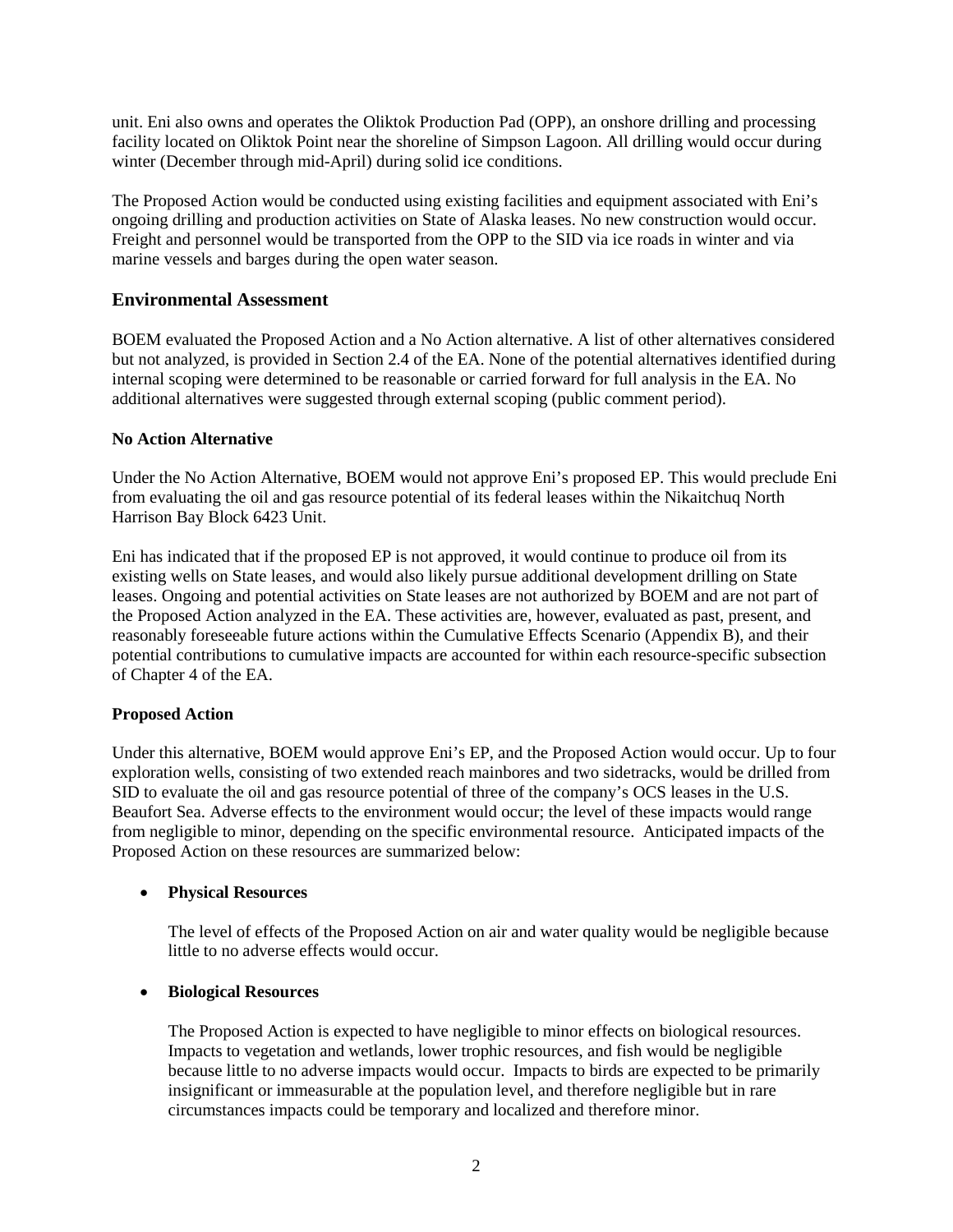unit. Eni also owns and operates the Oliktok Production Pad (OPP), an onshore drilling and processing facility located on Oliktok Point near the shoreline of Simpson Lagoon. All drilling would occur during winter (December through mid-April) during solid ice conditions.

The Proposed Action would be conducted using existing facilities and equipment associated with Eni's ongoing drilling and production activities on State of Alaska leases. No new construction would occur. Freight and personnel would be transported from the OPP to the SID via ice roads in winter and via marine vessels and barges during the open water season.

## Environmental Assessment

BOEM evaluated the Proposed Action and a No Action alternative. A list of other alternatives considered but not analyzed, is provided in Section 2.4 of the EA. None of the potential alternatives identified during internal scoping were determined to be reasonable or carried forward for full analysis in the EA. No additional alternatives were suggested through external scoping (public comment period).

### No Action Alternative

Under the No Action Alternative, BOEM would not approve Eni's proposed EP. This would preclude Eni from evaluating the oil and gas resource potential of its federal leases within the Nikaitchuq North Harrison Bay Block 6423 Unit.

Eni has indicated that if the proposed EP is not approved, it would continue to produce oil from its existing wells on State leases, and would also likely pursue additional development drilling on State leases. Ongoing and potential activities on State leases are not authorized by BOEM and are not part of the Proposed Action analyzed in the EA. These activities are, however, evaluated as past, present, and reasonably foreseeable future actions within the Cumulative Effects Scenario (Appendix B), and their potential contributions to cumulative impacts are accounted for within each resource-specific subsection of Chapter 4 of the EA.

### Proposed Action

Under this alternative, BOEM would approve Eni's EP, and the Proposed Action would occur. Up to four exploration wells, consisting of two extended reach mainbores and two sidetracks, would be drilled from SID to evaluate the oil and gas resource potential of three of the company's OCS leases in the U.S. Beaufort Sea. Adverse effects to the environment would occur; the level of these impacts would range from negligible to minor, depending on the specific environmental resource. Anticipated impacts of the Proposed Action on these resources are summarized below:

- **Physical Resources**

  The level of effects of the Proposed Action on air and water quality would be negligible because little to no adverse effects would occur.

- **Biological Resources**

  The Proposed Action is expected to have negligible to minor effects on biological resources. Impacts to vegetation and wetlands, lower trophic resources, and fish would be negligible because little to no adverse impacts would occur. Impacts to birds are expected to be primarily insignificant or immeasurable at the population level, and therefore negligible but in rare circumstances impacts could be temporary and localized and therefore minor.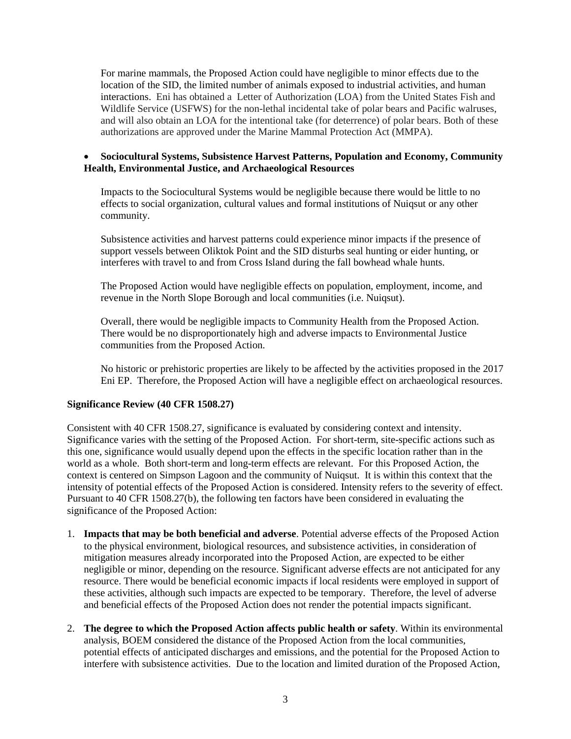For marine mammals, the Proposed Action could have negligible to minor effects due to the location of the SID, the limited number of animals exposed to industrial activities, and human interactions. Eni has obtained a Letter of Authorization (LOA) from the United States Fish and Wildlife Service (USFWS) for the non-lethal incidental take of polar bears and Pacific walruses, and will also obtain an LOA for the intentional take (for deterrence) of polar bears. Both of these authorizations are approved under the Marine Mammal Protection Act (MMPA).

- **Sociocultural Systems, Subsistence Harvest Patterns, Population and Economy, Community Health, Environmental Justice, and Archaeological Resources**

Impacts to the Sociocultural Systems would be negligible because there would be little to no effects to social organization, cultural values and formal institutions of Nuiqsut or any other community.

Subsistence activities and harvest patterns could experience minor impacts if the presence of support vessels between Oliktok Point and the SID disturbs seal hunting or eider hunting, or interferes with travel to and from Cross Island during the fall bowhead whale hunts.

The Proposed Action would have negligible effects on population, employment, income, and revenue in the North Slope Borough and local communities (i.e. Nuiqsut).

Overall, there would be negligible impacts to Community Health from the Proposed Action. There would be no disproportionately high and adverse impacts to Environmental Justice communities from the Proposed Action.

No historic or prehistoric properties are likely to be affected by the activities proposed in the 2017 Eni EP. Therefore, the Proposed Action will have a negligible effect on archaeological resources.

**Significance Review (40 CFR 1508.27)**

Consistent with 40 CFR 1508.27, significance is evaluated by considering context and intensity. Significance varies with the setting of the Proposed Action. For short-term, site-specific actions such as this one, significance would usually depend upon the effects in the specific location rather than in the world as a whole. Both short-term and long-term effects are relevant. For this Proposed Action, the context is centered on Simpson Lagoon and the community of Nuiqsut. It is within this context that the intensity of potential effects of the Proposed Action is considered. Intensity refers to the severity of effect. Pursuant to 40 CFR 1508.27(b), the following ten factors have been considered in evaluating the significance of the Proposed Action:

1. **Impacts that may be both beneficial and adverse**. Potential adverse effects of the Proposed Action to the physical environment, biological resources, and subsistence activities, in consideration of mitigation measures already incorporated into the Proposed Action, are expected to be either negligible or minor, depending on the resource. Significant adverse effects are not anticipated for any resource. There would be beneficial economic impacts if local residents were employed in support of these activities, although such impacts are expected to be temporary. Therefore, the level of adverse and beneficial effects of the Proposed Action does not render the potential impacts significant.
2. **The degree to which the Proposed Action affects public health or safety**. Within its environmental analysis, BOEM considered the distance of the Proposed Action from the local communities, potential effects of anticipated discharges and emissions, and the potential for the Proposed Action to interfere with subsistence activities. Due to the location and limited duration of the Proposed Action,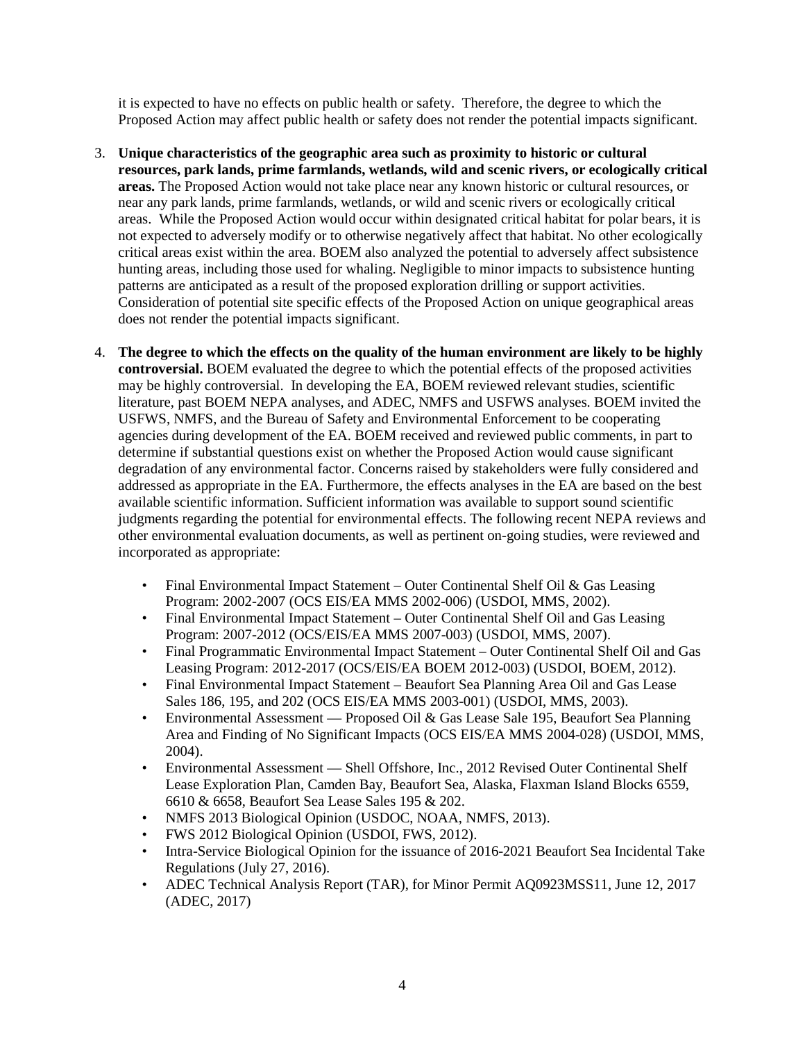it is expected to have no effects on public health or safety. Therefore, the degree to which the Proposed Action may affect public health or safety does not render the potential impacts significant.

3. **Unique characteristics of the geographic area such as proximity to historic or cultural resources, park lands, prime farmlands, wetlands, wild and scenic rivers, or ecologically critical areas.** The Proposed Action would not take place near any known historic or cultural resources, or near any park lands, prime farmlands, wetlands, or wild and scenic rivers or ecologically critical areas. While the Proposed Action would occur within designated critical habitat for polar bears, it is not expected to adversely modify or to otherwise negatively affect that habitat. No other ecologically critical areas exist within the area. BOEM also analyzed the potential to adversely affect subsistence hunting areas, including those used for whaling. Negligible to minor impacts to subsistence hunting patterns are anticipated as a result of the proposed exploration drilling or support activities. Consideration of potential site specific effects of the Proposed Action on unique geographical areas does not render the potential impacts significant.

4. **The degree to which the effects on the quality of the human environment are likely to be highly controversial.** BOEM evaluated the degree to which the potential effects of the proposed activities may be highly controversial. In developing the EA, BOEM reviewed relevant studies, scientific literature, past BOEM NEPA analyses, and ADEC, NMFS and USFWS analyses. BOEM invited the USFWS, NMFS, and the Bureau of Safety and Environmental Enforcement to be cooperating agencies during development of the EA. BOEM received and reviewed public comments, in part to determine if substantial questions exist on whether the Proposed Action would cause significant degradation of any environmental factor. Concerns raised by stakeholders were fully considered and addressed as appropriate in the EA. Furthermore, the effects analyses in the EA are based on the best available scientific information. Sufficient information was available to support sound scientific judgments regarding the potential for environmental effects. The following recent NEPA reviews and other environmental evaluation documents, as well as pertinent on-going studies, were reviewed and incorporated as appropriate:

   - Final Environmental Impact Statement – Outer Continental Shelf Oil & Gas Leasing Program: 2002-2007 (OCS EIS/EA MMS 2002-006) (USDOI, MMS, 2002).
   - Final Environmental Impact Statement – Outer Continental Shelf Oil and Gas Leasing Program: 2007-2012 (OCS/EIS/EA MMS 2007-003) (USDOI, MMS, 2007).
   - Final Programmatic Environmental Impact Statement – Outer Continental Shelf Oil and Gas Leasing Program: 2012-2017 (OCS/EIS/EA BOEM 2012-003) (USDOI, BOEM, 2012).
   - Final Environmental Impact Statement – Beaufort Sea Planning Area Oil and Gas Lease Sales 186, 195, and 202 (OCS EIS/EA MMS 2003-001) (USDOI, MMS, 2003).
   - Environmental Assessment — Proposed Oil & Gas Lease Sale 195, Beaufort Sea Planning Area and Finding of No Significant Impacts (OCS EIS/EA MMS 2004-028) (USDOI, MMS, 2004).
   - Environmental Assessment — Shell Offshore, Inc., 2012 Revised Outer Continental Shelf Lease Exploration Plan, Camden Bay, Beaufort Sea, Alaska, Flaxman Island Blocks 6559, 6610 & 6658, Beaufort Sea Lease Sales 195 & 202.
   - NMFS 2013 Biological Opinion (USDOC, NOAA, NMFS, 2013).
   - FWS 2012 Biological Opinion (USDOI, FWS, 2012).
   - Intra-Service Biological Opinion for the issuance of 2016-2021 Beaufort Sea Incidental Take Regulations (July 27, 2016).
   - ADEC Technical Analysis Report (TAR), for Minor Permit AQ0923MSS11, June 12, 2017 (ADEC, 2017)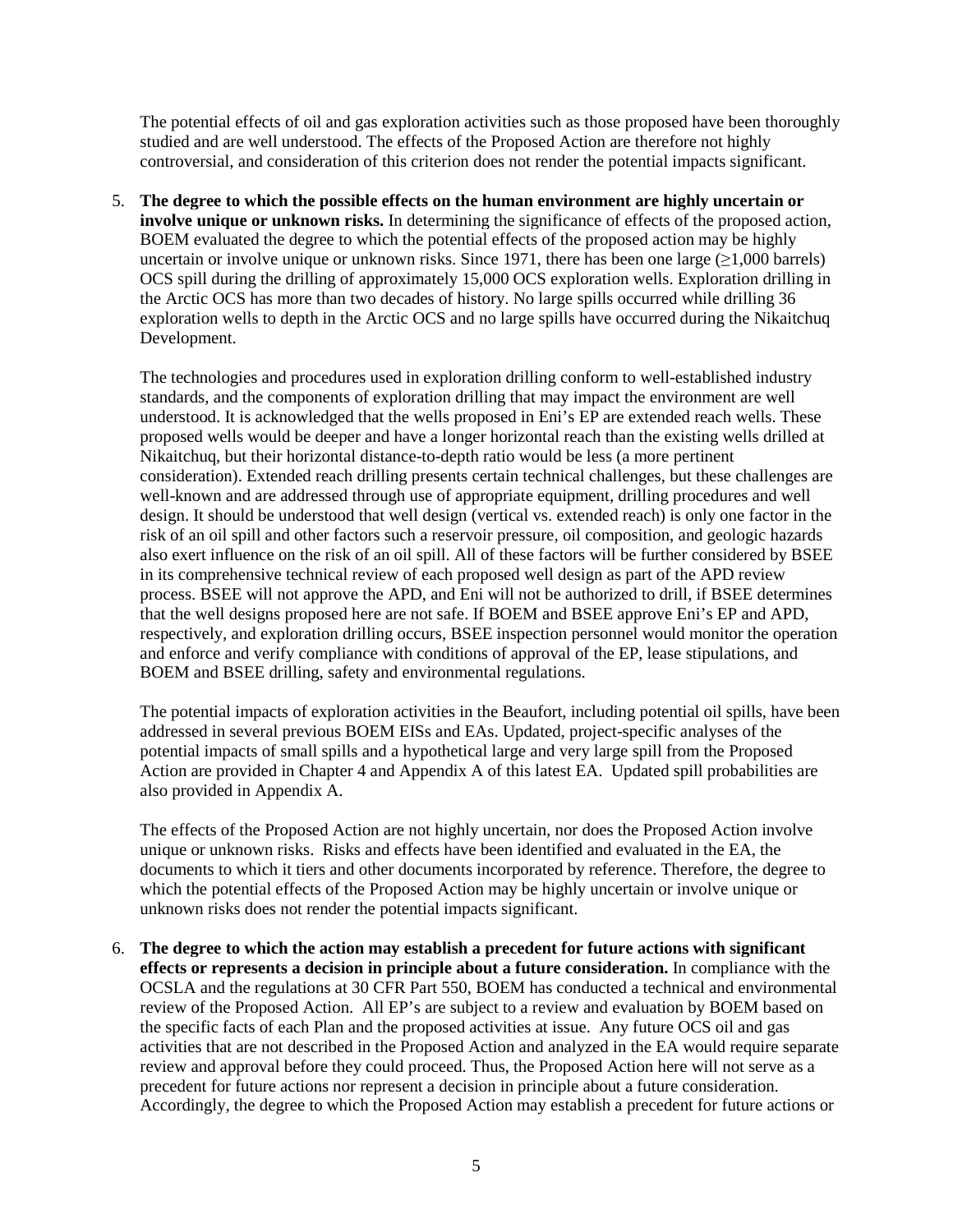The potential effects of oil and gas exploration activities such as those proposed have been thoroughly studied and are well understood. The effects of the Proposed Action are therefore not highly controversial, and consideration of this criterion does not render the potential impacts significant.

5. **The degree to which the possible effects on the human environment are highly uncertain or involve unique or unknown risks.** In determining the significance of effects of the proposed action, BOEM evaluated the degree to which the potential effects of the proposed action may be highly uncertain or involve unique or unknown risks. Since 1971, there has been one large (≥1,000 barrels) OCS spill during the drilling of approximately 15,000 OCS exploration wells. Exploration drilling in the Arctic OCS has more than two decades of history. No large spills occurred while drilling 36 exploration wells to depth in the Arctic OCS and no large spills have occurred during the Nikaitchuq Development.

   The technologies and procedures used in exploration drilling conform to well-established industry standards, and the components of exploration drilling that may impact the environment are well understood. It is acknowledged that the wells proposed in Eni's EP are extended reach wells. These proposed wells would be deeper and have a longer horizontal reach than the existing wells drilled at Nikaitchuq, but their horizontal distance-to-depth ratio would be less (a more pertinent consideration). Extended reach drilling presents certain technical challenges, but these challenges are well-known and are addressed through use of appropriate equipment, drilling procedures and well design. It should be understood that well design (vertical vs. extended reach) is only one factor in the risk of an oil spill and other factors such a reservoir pressure, oil composition, and geologic hazards also exert influence on the risk of an oil spill. All of these factors will be further considered by BSEE in its comprehensive technical review of each proposed well design as part of the APD review process. BSEE will not approve the APD, and Eni will not be authorized to drill, if BSEE determines that the well designs proposed here are not safe. If BOEM and BSEE approve Eni's EP and APD, respectively, and exploration drilling occurs, BSEE inspection personnel would monitor the operation and enforce and verify compliance with conditions of approval of the EP, lease stipulations, and BOEM and BSEE drilling, safety and environmental regulations.

   The potential impacts of exploration activities in the Beaufort, including potential oil spills, have been addressed in several previous BOEM EISs and EAs. Updated, project-specific analyses of the potential impacts of small spills and a hypothetical large and very large spill from the Proposed Action are provided in Chapter 4 and Appendix A of this latest EA. Updated spill probabilities are also provided in Appendix A.

   The effects of the Proposed Action are not highly uncertain, nor does the Proposed Action involve unique or unknown risks. Risks and effects have been identified and evaluated in the EA, the documents to which it tiers and other documents incorporated by reference. Therefore, the degree to which the potential effects of the Proposed Action may be highly uncertain or involve unique or unknown risks does not render the potential impacts significant.

6. **The degree to which the action may establish a precedent for future actions with significant effects or represents a decision in principle about a future consideration.** In compliance with the OCSLA and the regulations at 30 CFR Part 550, BOEM has conducted a technical and environmental review of the Proposed Action. All EP's are subject to a review and evaluation by BOEM based on the specific facts of each Plan and the proposed activities at issue. Any future OCS oil and gas activities that are not described in the Proposed Action and analyzed in the EA would require separate review and approval before they could proceed. Thus, the Proposed Action here will not serve as a precedent for future actions nor represent a decision in principle about a future consideration. Accordingly, the degree to which the Proposed Action may establish a precedent for future actions or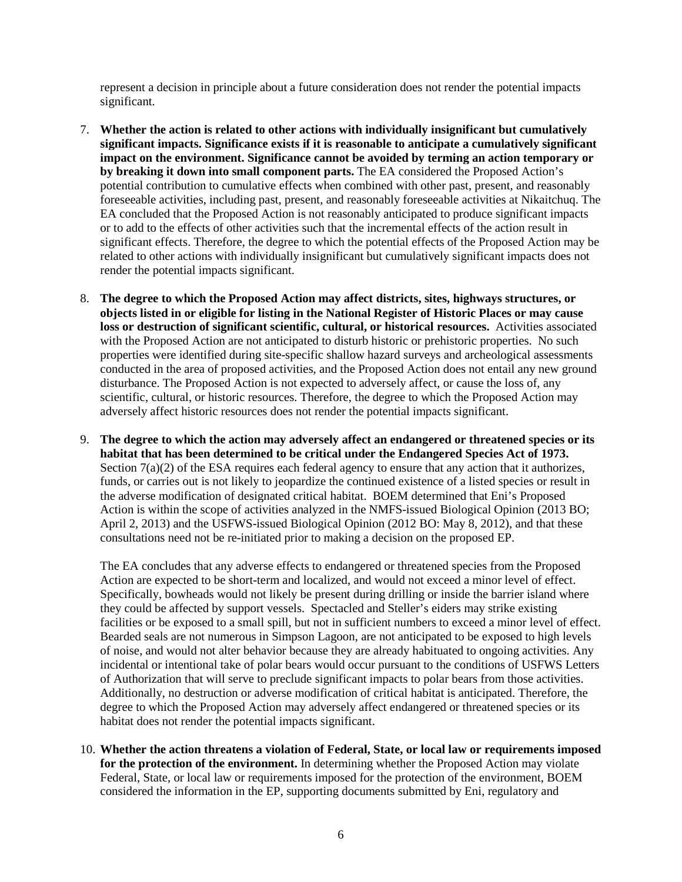represent a decision in principle about a future consideration does not render the potential impacts significant.

7. **Whether the action is related to other actions with individually insignificant but cumulatively significant impacts. Significance exists if it is reasonable to anticipate a cumulatively significant impact on the environment. Significance cannot be avoided by terming an action temporary or by breaking it down into small component parts.** The EA considered the Proposed Action's potential contribution to cumulative effects when combined with other past, present, and reasonably foreseeable activities, including past, present, and reasonably foreseeable activities at Nikaitchuq. The EA concluded that the Proposed Action is not reasonably anticipated to produce significant impacts or to add to the effects of other activities such that the incremental effects of the action result in significant effects. Therefore, the degree to which the potential effects of the Proposed Action may be related to other actions with individually insignificant but cumulatively significant impacts does not render the potential impacts significant.

8. **The degree to which the Proposed Action may affect districts, sites, highways structures, or objects listed in or eligible for listing in the National Register of Historic Places or may cause loss or destruction of significant scientific, cultural, or historical resources.** Activities associated with the Proposed Action are not anticipated to disturb historic or prehistoric properties. No such properties were identified during site-specific shallow hazard surveys and archeological assessments conducted in the area of proposed activities, and the Proposed Action does not entail any new ground disturbance. The Proposed Action is not expected to adversely affect, or cause the loss of, any scientific, cultural, or historic resources. Therefore, the degree to which the Proposed Action may adversely affect historic resources does not render the potential impacts significant.

9. **The degree to which the action may adversely affect an endangered or threatened species or its habitat that has been determined to be critical under the Endangered Species Act of 1973.** Section 7(a)(2) of the ESA requires each federal agency to ensure that any action that it authorizes, funds, or carries out is not likely to jeopardize the continued existence of a listed species or result in the adverse modification of designated critical habitat. BOEM determined that Eni's Proposed Action is within the scope of activities analyzed in the NMFS-issued Biological Opinion (2013 BO; April 2, 2013) and the USFWS-issued Biological Opinion (2012 BO: May 8, 2012), and that these consultations need not be re-initiated prior to making a decision on the proposed EP.

   The EA concludes that any adverse effects to endangered or threatened species from the Proposed Action are expected to be short-term and localized, and would not exceed a minor level of effect. Specifically, bowheads would not likely be present during drilling or inside the barrier island where they could be affected by support vessels. Spectacled and Steller's eiders may strike existing facilities or be exposed to a small spill, but not in sufficient numbers to exceed a minor level of effect. Bearded seals are not numerous in Simpson Lagoon, are not anticipated to be exposed to high levels of noise, and would not alter behavior because they are already habituated to ongoing activities. Any incidental or intentional take of polar bears would occur pursuant to the conditions of USFWS Letters of Authorization that will serve to preclude significant impacts to polar bears from those activities. Additionally, no destruction or adverse modification of critical habitat is anticipated. Therefore, the degree to which the Proposed Action may adversely affect endangered or threatened species or its habitat does not render the potential impacts significant.

10. **Whether the action threatens a violation of Federal, State, or local law or requirements imposed for the protection of the environment.** In determining whether the Proposed Action may violate Federal, State, or local law or requirements imposed for the protection of the environment, BOEM considered the information in the EP, supporting documents submitted by Eni, regulatory and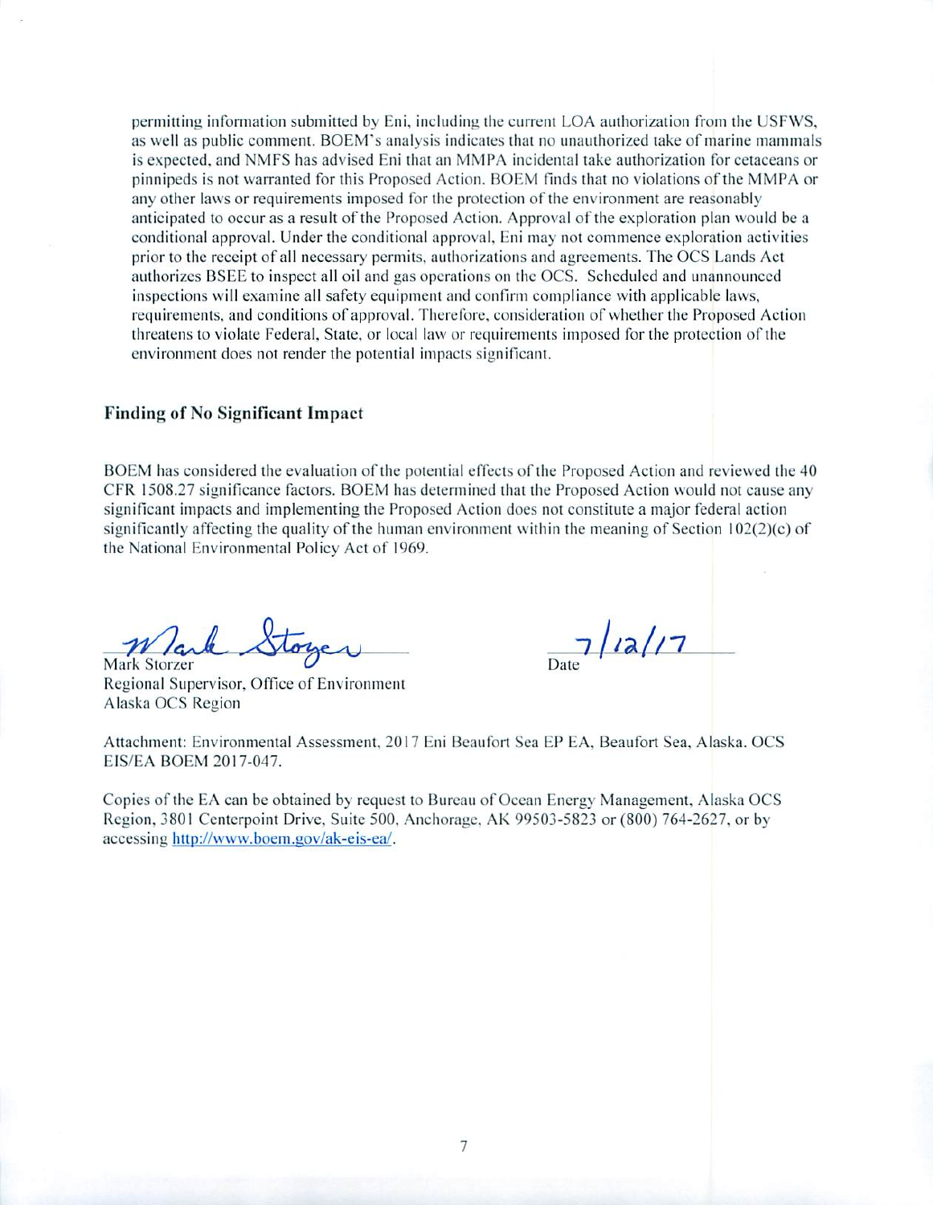permitting information submitted by Eni, including the current LOA authorization from the USFWS, as well as public comment. BOEM's analysis indicates that no unauthorized take of marine mammals is expected, and NMFS has advised Eni that an MMPA incidental take authorization for cetaceans or pinnipeds is not warranted for this Proposed Action. BOEM finds that no violations of the MMPA or any other laws or requirements imposed for the protection of the environment are reasonably anticipated to occur as a result of the Proposed Action. Approval of the exploration plan would be a conditional approval. Under the conditional approval, Eni may not commence exploration activities prior to the receipt of all necessary permits, authorizations and agreements. The OCS Lands Act authorizes BSEE to inspect all oil and gas operations on the OCS. Scheduled and unannounced inspections will examine all safety equipment and confirm compliance with applicable laws, requirements, and conditions of approval. Therefore, consideration of whether the Proposed Action threatens to violate Federal, State, or local law or requirements imposed for the protection of the environment does not render the potential impacts significant.

### Finding of No Significant Impact

BOEM has considered the evaluation of the potential effects of the Proposed Action and reviewed the 40 CFR 1508.27 significance factors. BOEM has determined that the Proposed Action would not cause any significant impacts and implementing the Proposed Action does not constitute a major federal action significantly affecting the quality of the human environment within the meaning of Section 102(2)(c) of the National Environmental Policy Act of 1969.

Mark Storzer
Regional Supervisor, Office of Environment
Alaska OCS Region

Date: 7/12/17

Attachment: Environmental Assessment, 2017 Eni Beaufort Sea EP EA, Beaufort Sea, Alaska. OCS EIS/EA BOEM 2017-047.

Copies of the EA can be obtained by request to Bureau of Ocean Energy Management, Alaska OCS Region, 3801 Centerpoint Drive, Suite 500, Anchorage, AK 99503-5823 or (800) 764-2627, or by accessing http://www.boem.gov/ak-eis-ea/.